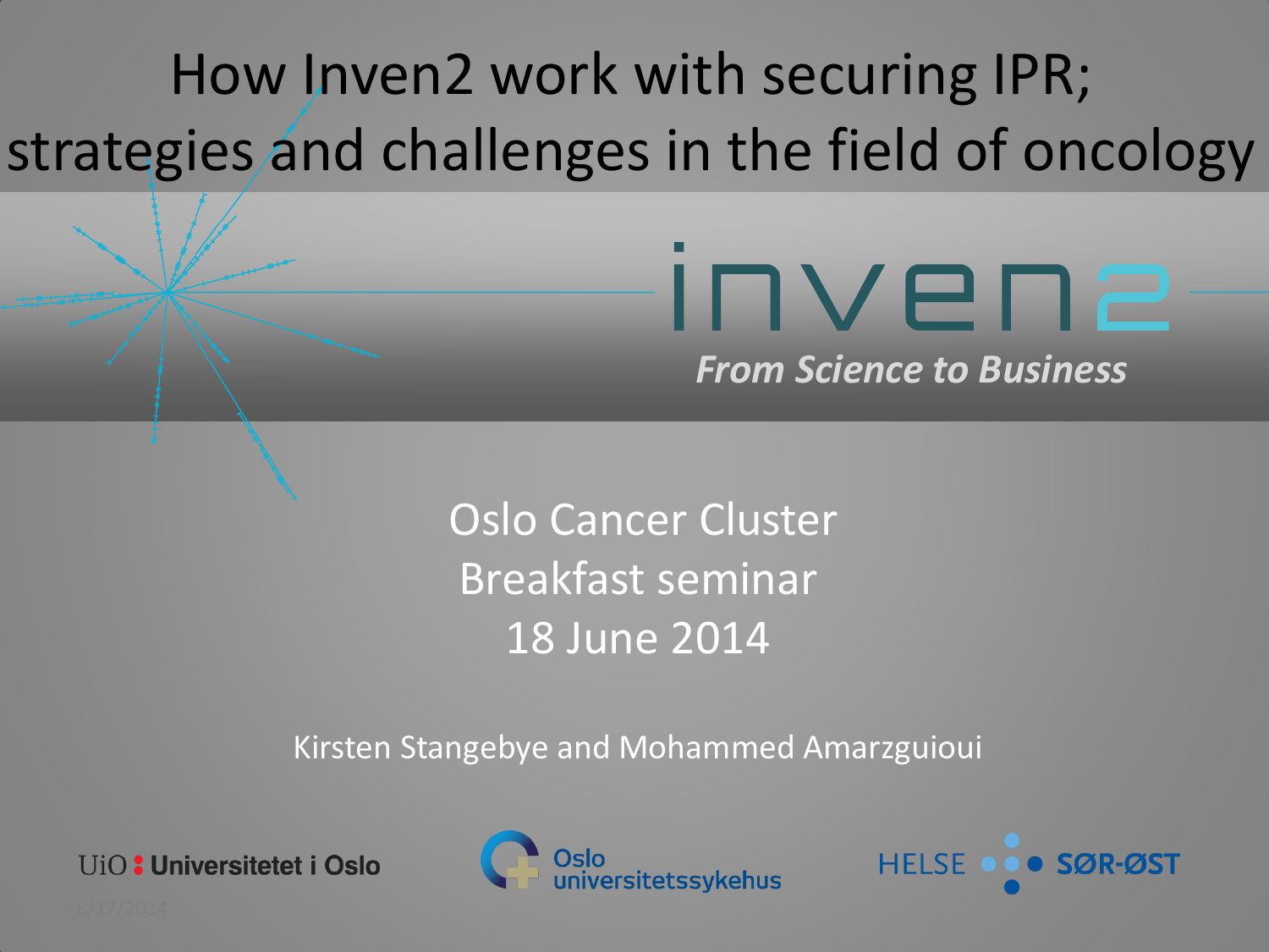# How Inven2 work with securing IPR; strategies and challenges in the field of oncology

inven2

*From Science to Business*

Oslo Cancer Cluster
Breakfast seminar
18 June 2014

Kirsten Stangebye and Mohammed Amarzguioui

UiO : Universitetet i Oslo

Oslo universitetssykehus

HELSE SØR-ØST

6/17/2014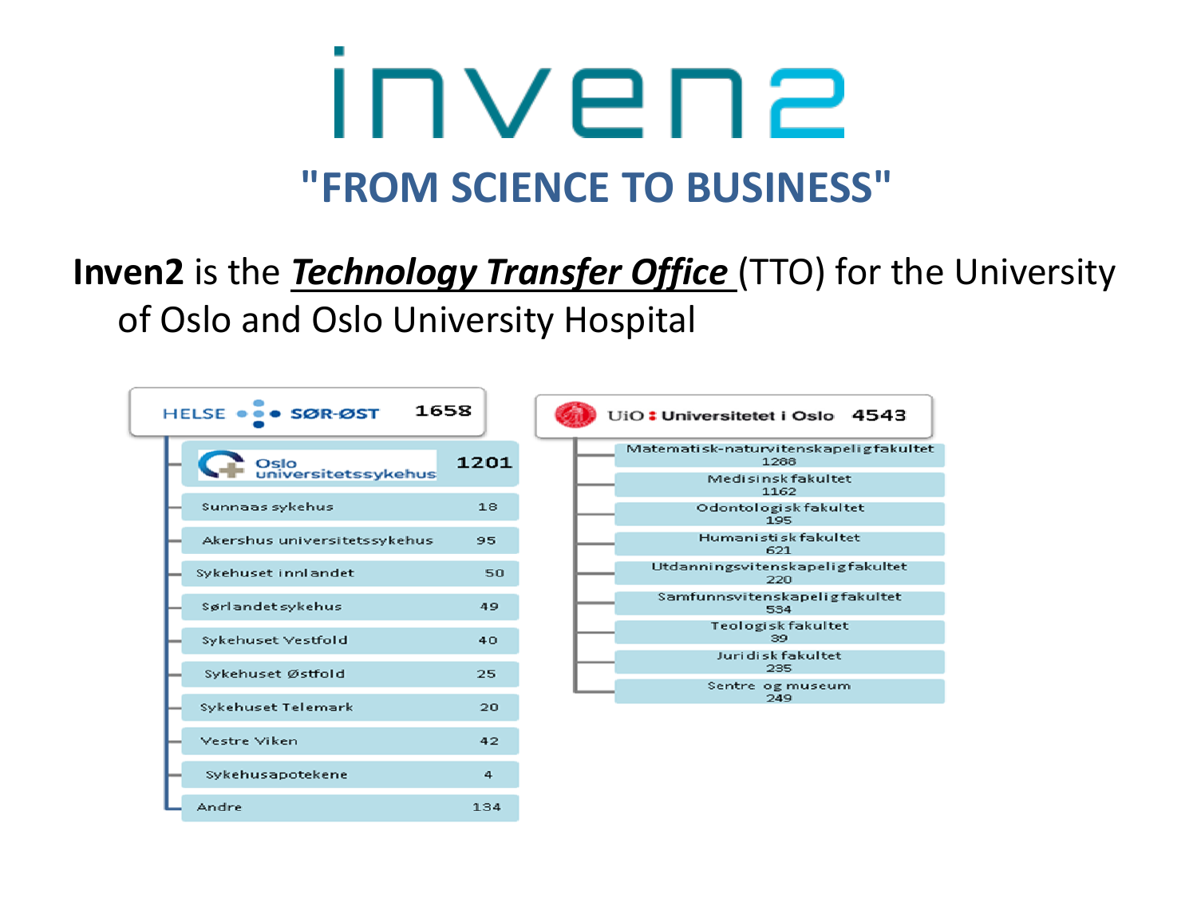# inven2

## "FROM SCIENCE TO BUSINESS"

**Inven2** is the ***Technology Transfer Office*** (TTO) for the University of Oslo and Oslo University Hospital

| HELSE SØR-ØST | 1658 |
|---|---|
| Oslo universitetssykehus | 1201 |
| Sunnaas sykehus | 18 |
| Akershus universitetssykehus | 95 |
| Sykehuset innlandet | 50 |
| Sørlandet sykehus | 49 |
| Sykehuset Vestfold | 40 |
| Sykehuset Østfold | 25 |
| Sykehuset Telemark | 20 |
| Vestre Viken | 42 |
| Sykehusapotekene | 4 |
| Andre | 134 |

| UiO : Universitetet i Oslo | 4543 |
|---|---|
| Matematisk-naturvitenskapelig fakultet | 1288 |
| Medisinsk fakultet | 1162 |
| Odontologisk fakultet | 195 |
| Humanistisk fakultet | 621 |
| Utdanningsvitenskapelig fakultet | 220 |
| Samfunnsvitenskapelig fakultet | 534 |
| Teologisk fakultet | 39 |
| Juridisk fakultet | 235 |
| Sentre og museum | 249 |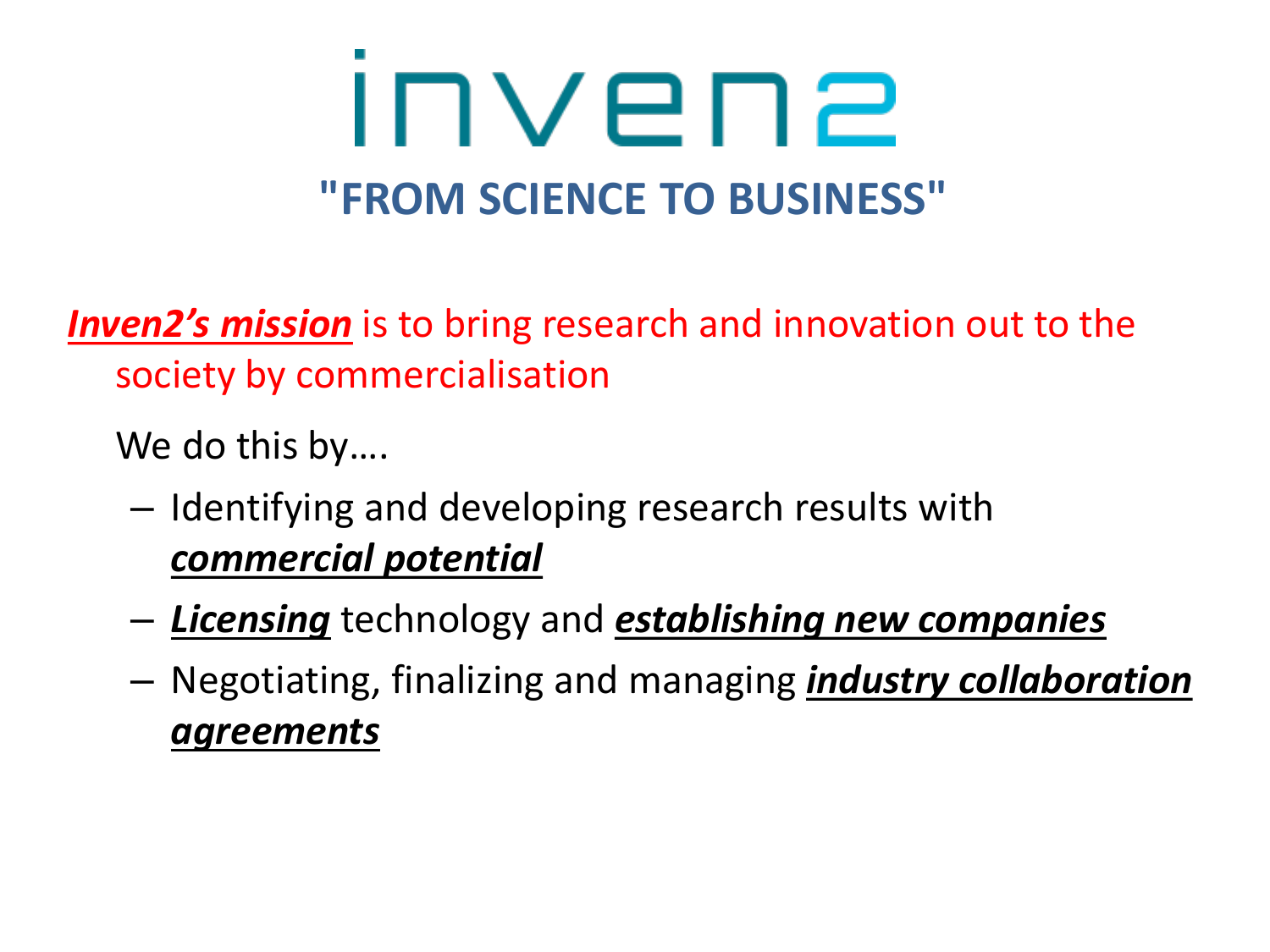# inven2

## "FROM SCIENCE TO BUSINESS"

***Inven2's mission*** is to bring research and innovation out to the society by commercialisation

We do this by….

- Identifying and developing research results with ***commercial potential***
- ***Licensing*** technology and ***establishing new companies***
- Negotiating, finalizing and managing ***industry collaboration agreements***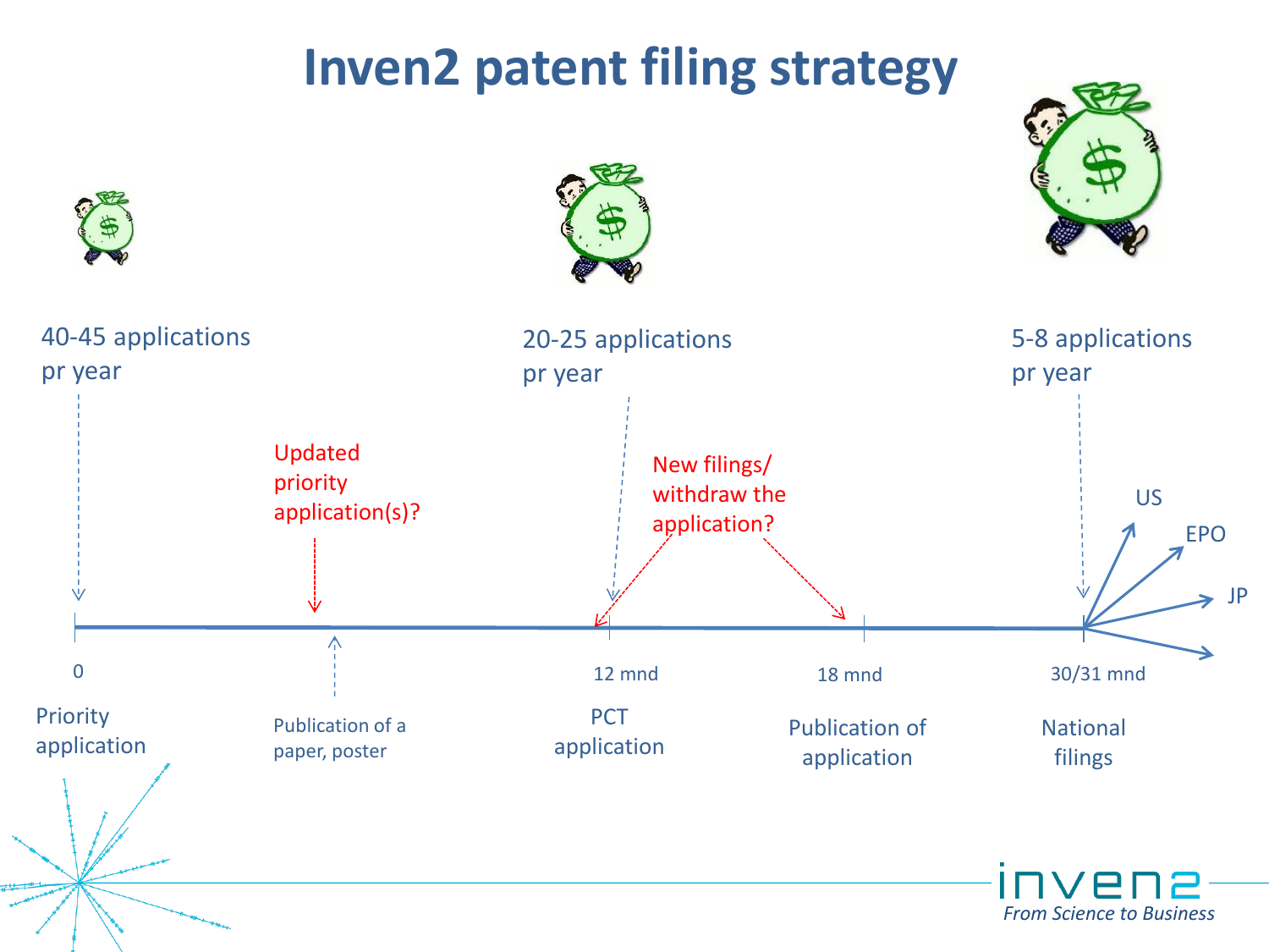# Inven2 patent filing strategy

40-45 applications pr year

20-25 applications pr year

5-8 applications pr year

Updated priority application(s)?

New filings/ withdraw the application?

US

EPO

JP

0

12 mnd

18 mnd

30/31 mnd

Priority application

Publication of a paper, poster

PCT application

Publication of application

National filings

inven2

*From Science to Business*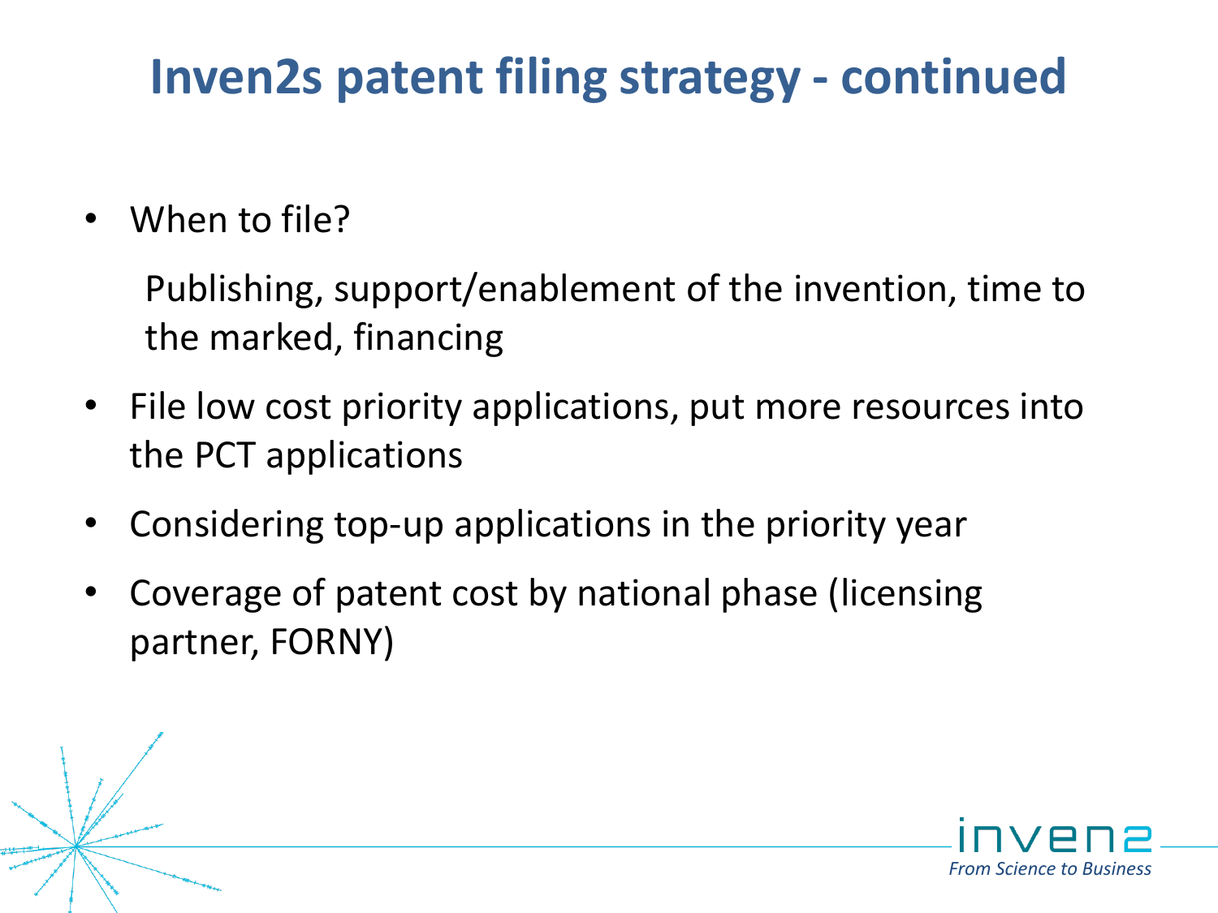# Inven2s patent filing strategy - continued

- When to file?

  Publishing, support/enablement of the invention, time to the marked, financing

- File low cost priority applications, put more resources into the PCT applications
- Considering top-up applications in the priority year
- Coverage of patent cost by national phase (licensing partner, FORNY)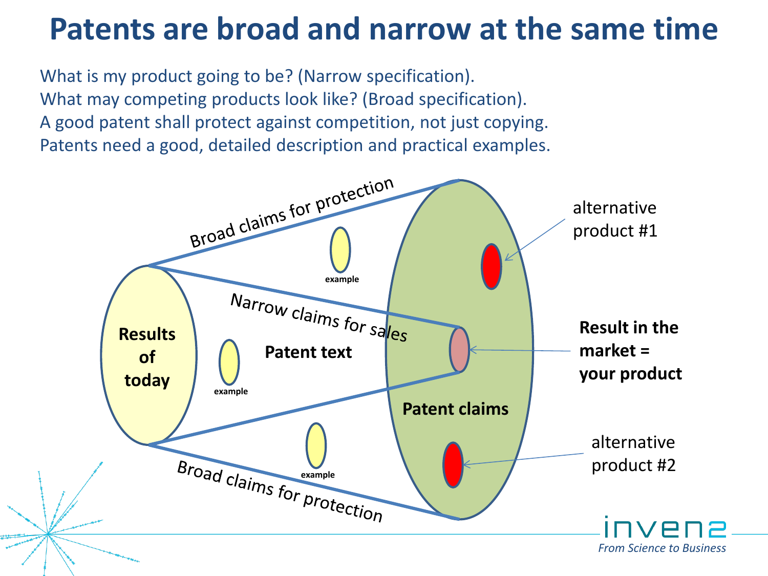# Patents are broad and narrow at the same time

What is my product going to be? (Narrow specification).
What may competing products look like? (Broad specification).
A good patent shall protect against competition, not just copying.
Patents need a good, detailed description and practical examples.

Broad claims for protection

Narrow claims for sales

Broad claims for protection

**Results of today**

**Patent text**

**Patent claims**

example

example

example

alternative product #1

**Result in the market = your product**

alternative product #2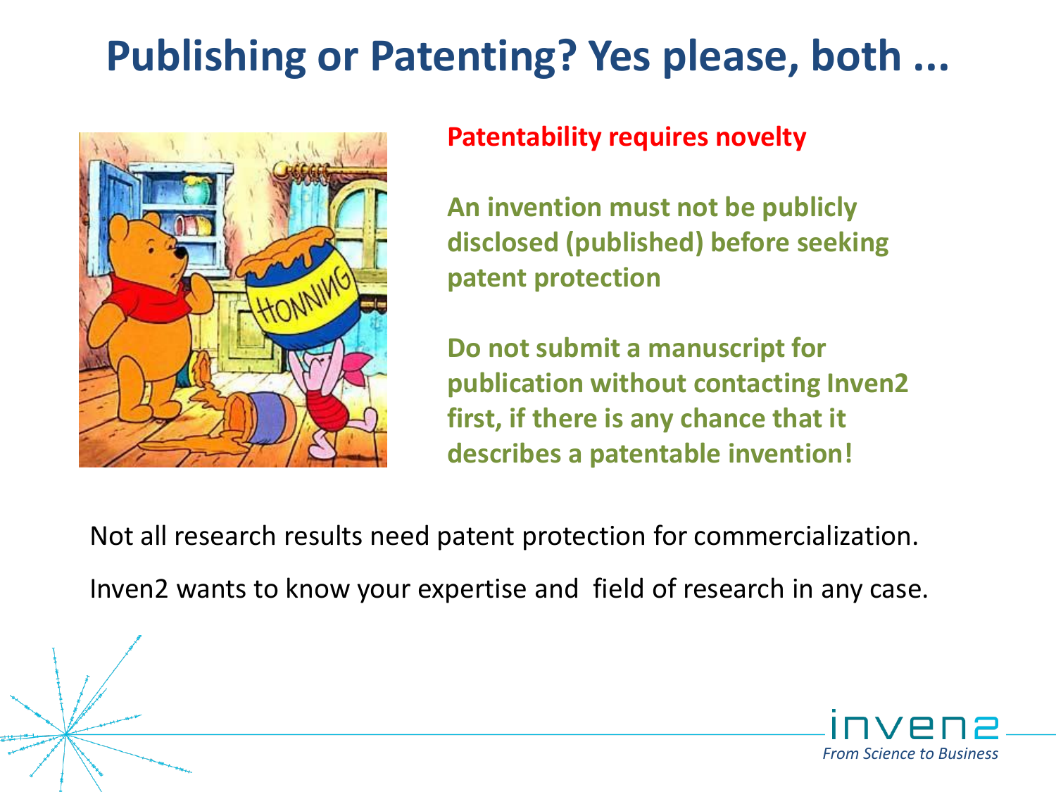# Publishing or Patenting? Yes please, both ...

**Patentability requires novelty**

**An invention must not be publicly disclosed (published) before seeking patent protection**

**Do not submit a manuscript for publication without contacting Inven2 first, if there is any chance that it describes a patentable invention!**

Not all research results need patent protection for commercialization.

Inven2 wants to know your expertise and field of research in any case.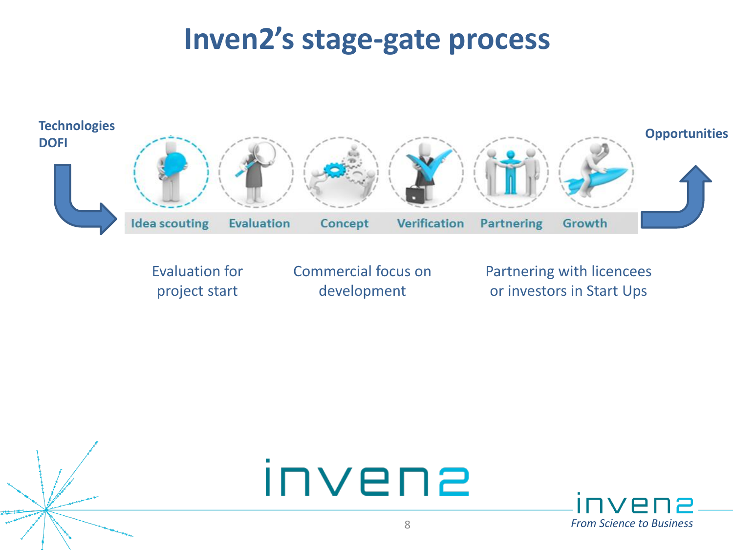# Inven2's stage-gate process

**Technologies DOFI**

Idea scouting → Evaluation → Concept → Verification → Partnering → Growth

**Opportunities**

Evaluation for project start

Commercial focus on development

Partnering with licencees or investors in Start Ups

inven2

*From Science to Business*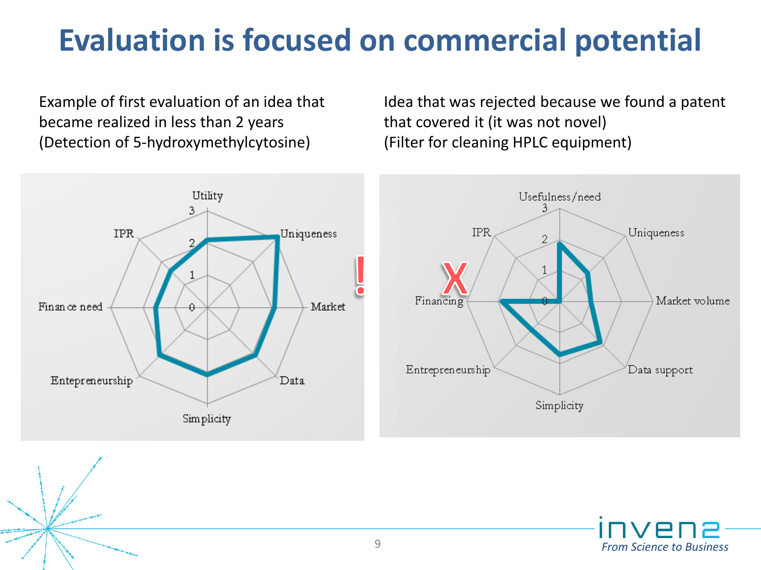# Evaluation is focused on commercial potential

Example of first evaluation of an idea that became realized in less than 2 years (Detection of 5-hydroxymethylcytosine)

Idea that was rejected because we found a patent that covered it (it was not novel) (Filter for cleaning HPLC equipment)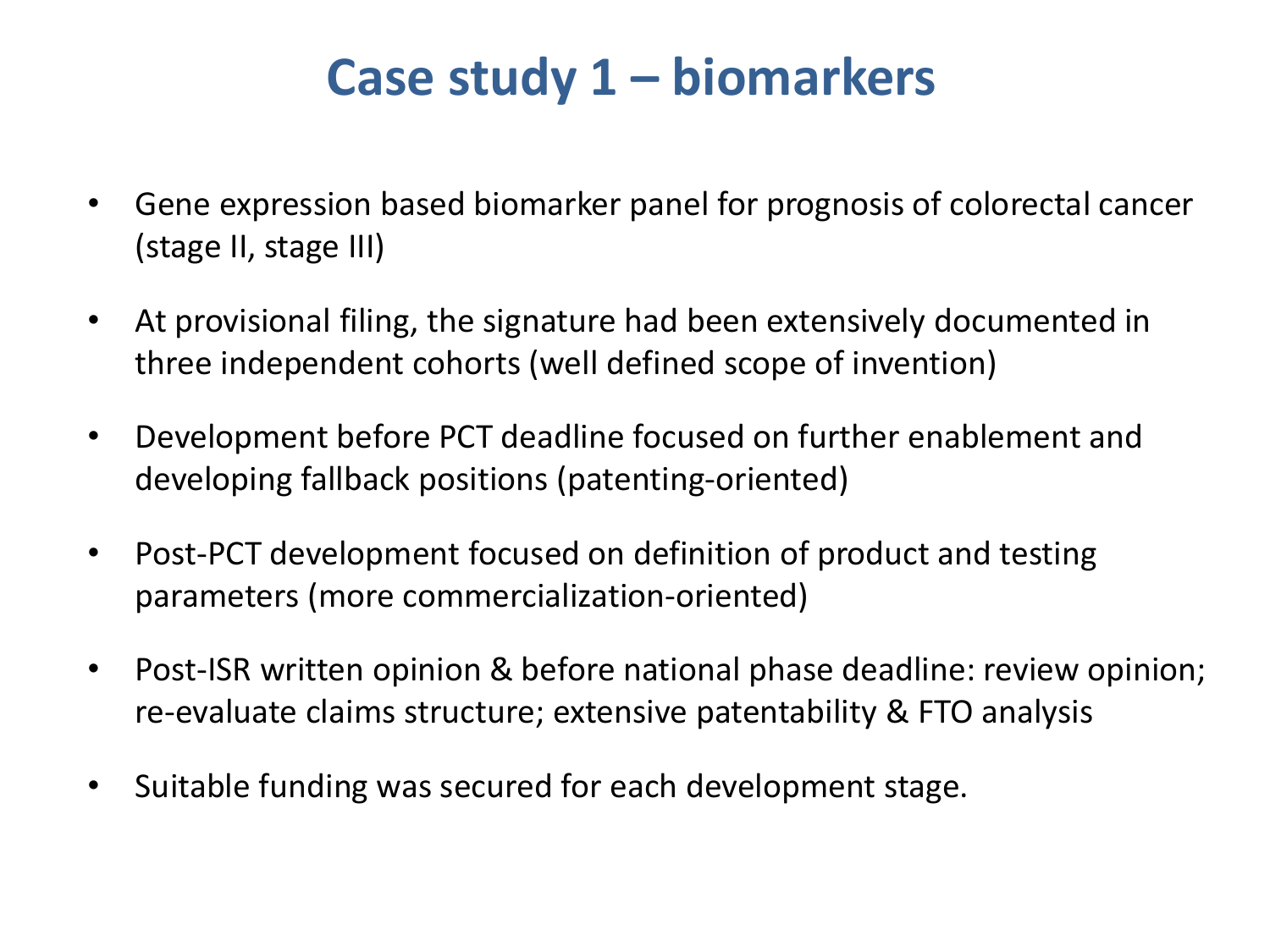# Case study 1 – biomarkers

- Gene expression based biomarker panel for prognosis of colorectal cancer (stage II, stage III)
- At provisional filing, the signature had been extensively documented in three independent cohorts (well defined scope of invention)
- Development before PCT deadline focused on further enablement and developing fallback positions (patenting-oriented)
- Post-PCT development focused on definition of product and testing parameters (more commercialization-oriented)
- Post-ISR written opinion & before national phase deadline: review opinion; re-evaluate claims structure; extensive patentability & FTO analysis
- Suitable funding was secured for each development stage.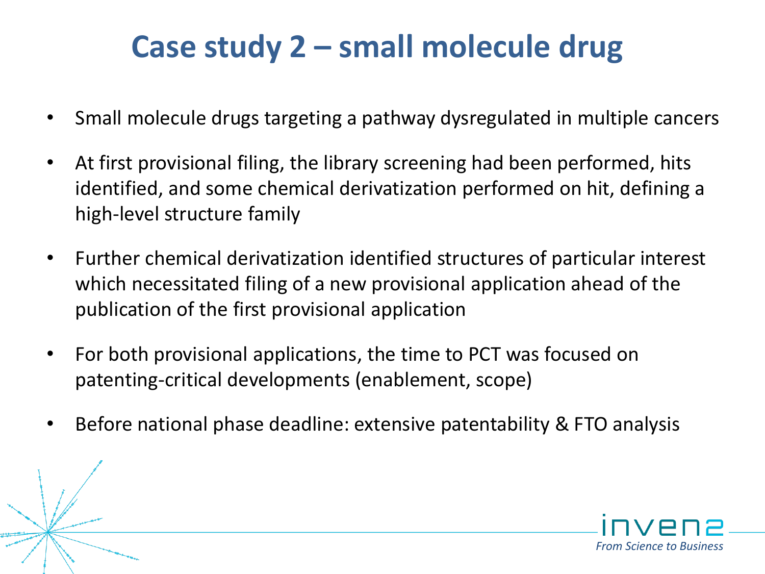# Case study 2 – small molecule drug

- Small molecule drugs targeting a pathway dysregulated in multiple cancers
- At first provisional filing, the library screening had been performed, hits identified, and some chemical derivatization performed on hit, defining a high-level structure family
- Further chemical derivatization identified structures of particular interest which necessitated filing of a new provisional application ahead of the publication of the first provisional application
- For both provisional applications, the time to PCT was focused on patenting-critical developments (enablement, scope)
- Before national phase deadline: extensive patentability & FTO analysis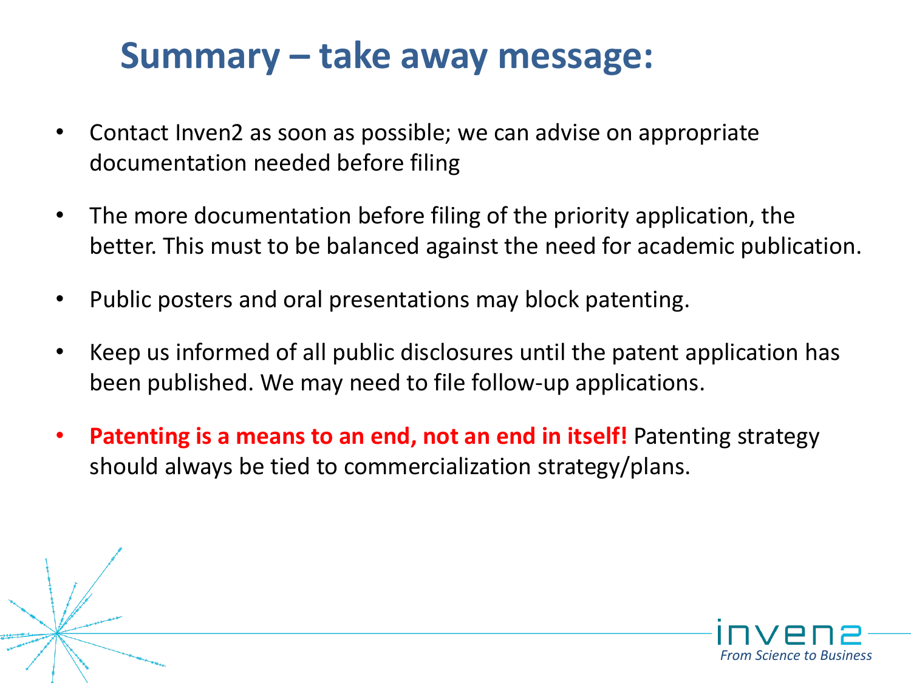# Summary – take away message:

- Contact Inven2 as soon as possible; we can advise on appropriate documentation needed before filing
- The more documentation before filing of the priority application, the better. This must to be balanced against the need for academic publication.
- Public posters and oral presentations may block patenting.
- Keep us informed of all public disclosures until the patent application has been published. We may need to file follow-up applications.
- **Patenting is a means to an end, not an end in itself!** Patenting strategy should always be tied to commercialization strategy/plans.

inven2

*From Science to Business*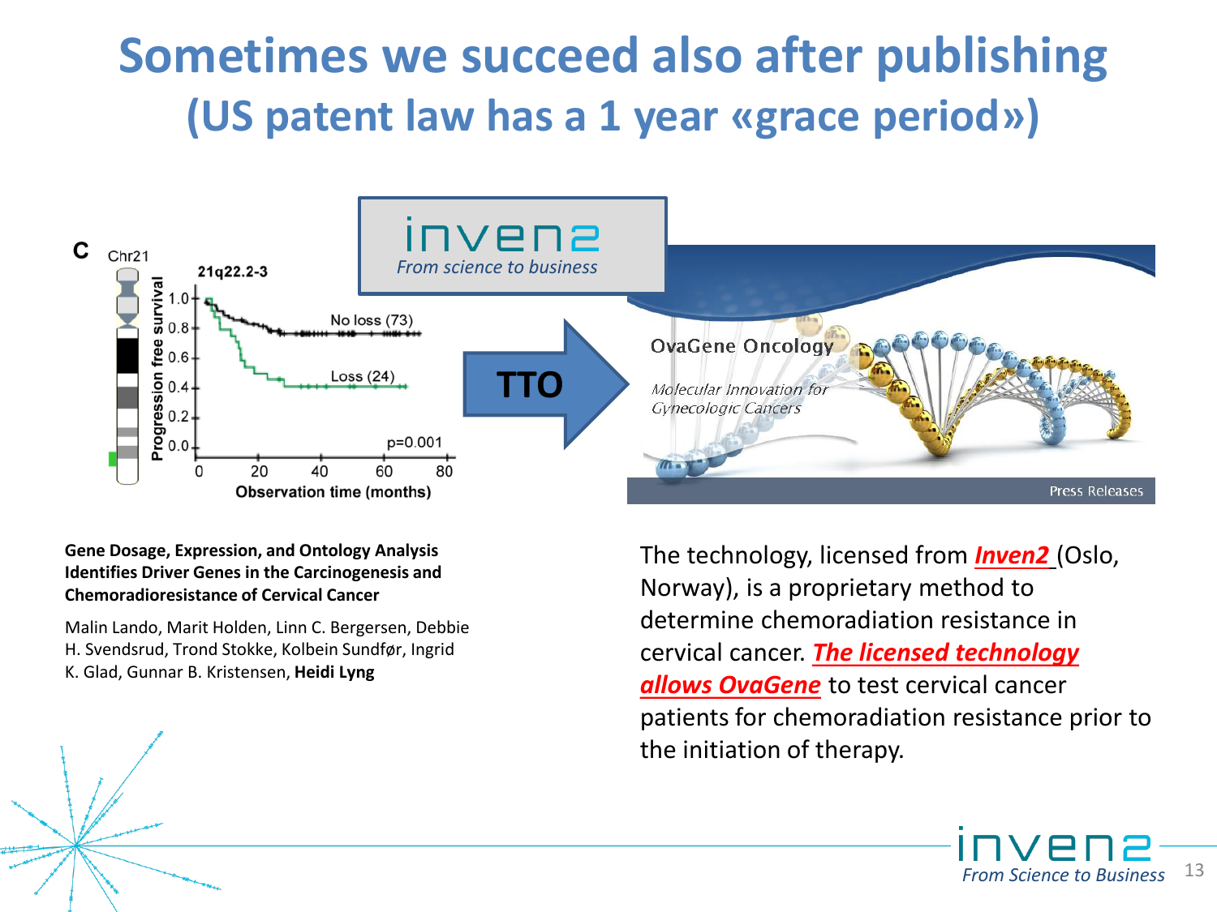# Sometimes we succeed also after publishing

## (US patent law has a 1 year «grace period»)

C

Chr21

21q22.2-3

Progression free survival

1.0

0.8

0.6

0.4

0.2

0.0

No loss (73)

Loss (24)

p=0.001

0

20

40

60

80

Observation time (months)

inven2

*From science to business*

TTO

OvaGene Oncology

*Molecular Innovation for Gynecologic Cancers*

Press Releases

**Gene Dosage, Expression, and Ontology Analysis Identifies Driver Genes in the Carcinogenesis and Chemoradioresistance of Cervical Cancer**

Malin Lando, Marit Holden, Linn C. Bergersen, Debbie H. Svendsrud, Trond Stokke, Kolbein Sundfør, Ingrid K. Glad, Gunnar B. Kristensen, **Heidi Lyng**

The technology, licensed from ***Inven2*** (Oslo, Norway), is a proprietary method to determine chemoradiation resistance in cervical cancer. ***The licensed technology allows OvaGene*** to test cervical cancer patients for chemoradiation resistance prior to the initiation of therapy.